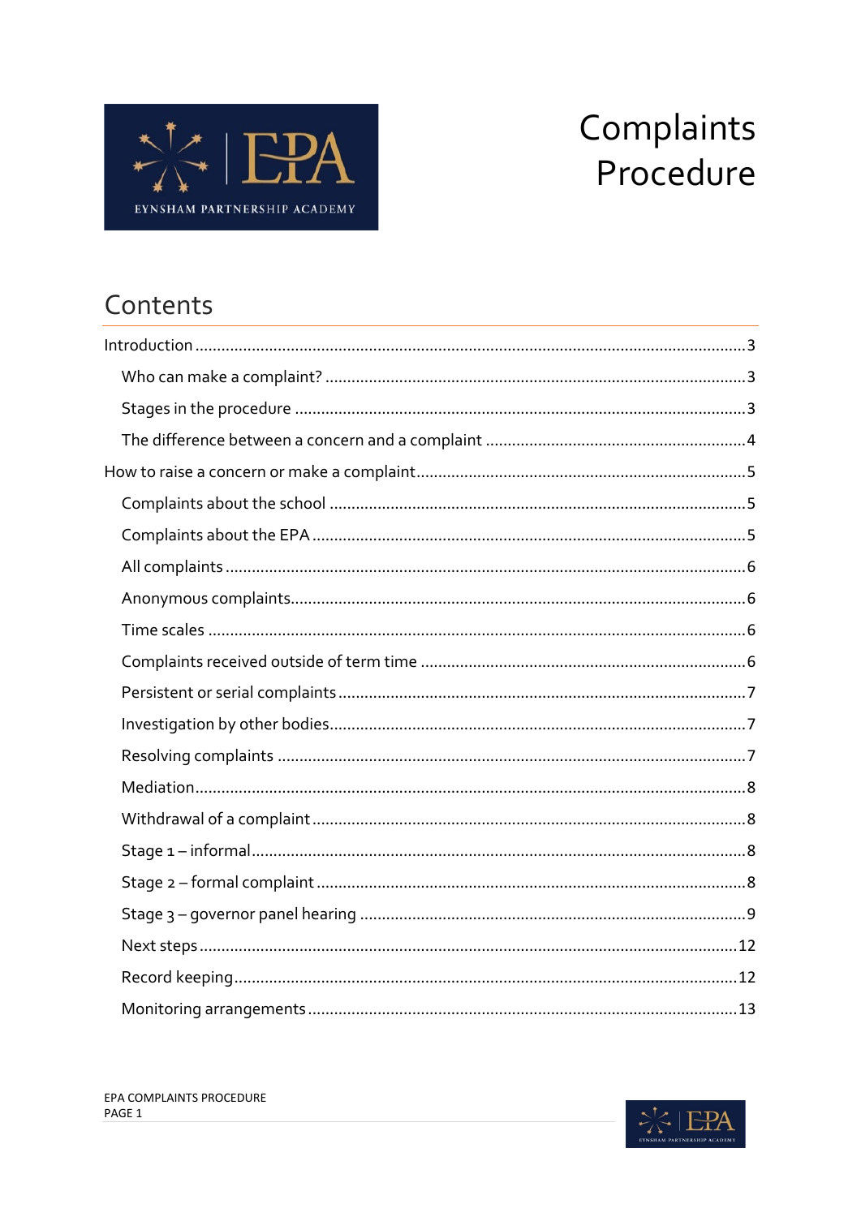# Complaints Procedure

## Contents

- Introduction ... 3
  - Who can make a complaint? ... 3
  - Stages in the procedure ... 3
  - The difference between a concern and a complaint ... 4
- How to raise a concern or make a complaint ... 5
  - Complaints about the school ... 5
  - Complaints about the EPA ... 5
  - All complaints ... 6
  - Anonymous complaints ... 6
  - Time scales ... 6
  - Complaints received outside of term time ... 6
  - Persistent or serial complaints ... 7
  - Investigation by other bodies ... 7
  - Resolving complaints ... 7
  - Mediation ... 8
  - Withdrawal of a complaint ... 8
  - Stage 1 – informal ... 8
  - Stage 2 – formal complaint ... 8
  - Stage 3 – governor panel hearing ... 9
  - Next steps ... 12
  - Record keeping ... 12
  - Monitoring arrangements ... 13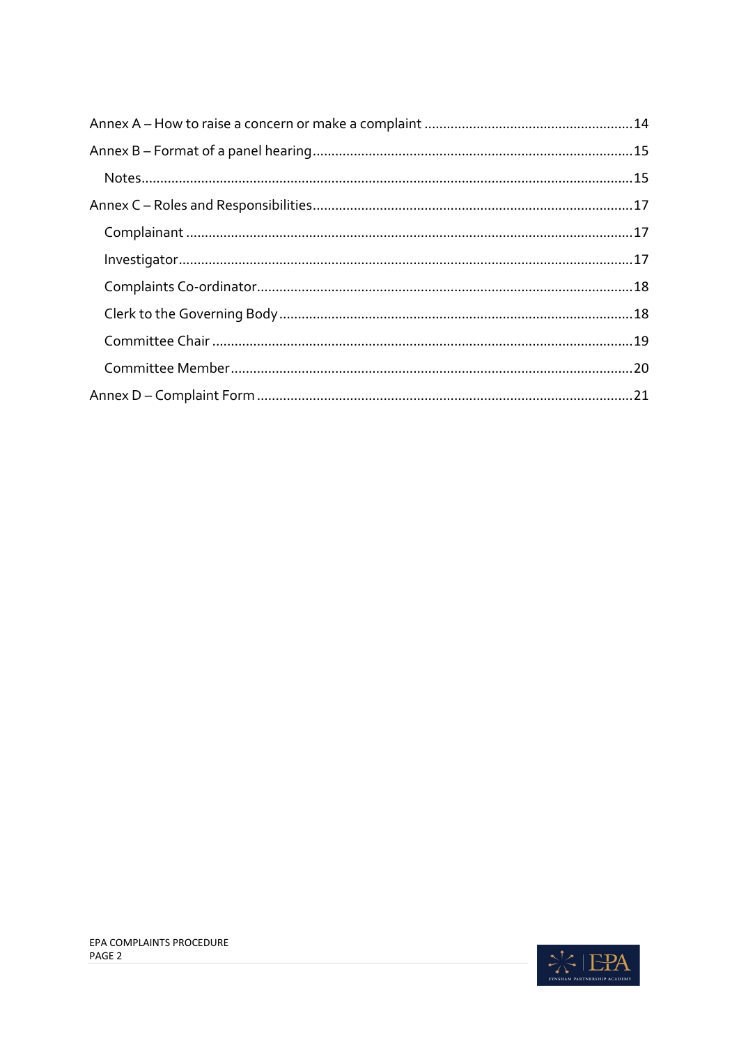Annex A – How to raise a concern or make a complaint ........................................................ 14

Annex B – Format of a panel hearing .................................................................................... 15

  Notes ................................................................................................................................... 15

Annex C – Roles and Responsibilities .................................................................................... 17

  Complainant ........................................................................................................................ 17

  Investigator .......................................................................................................................... 17

  Complaints Co-ordinator ..................................................................................................... 18

  Clerk to the Governing Body ............................................................................................... 18

  Committee Chair ................................................................................................................. 19

  Committee Member ............................................................................................................. 20

Annex D – Complaint Form .................................................................................................... 21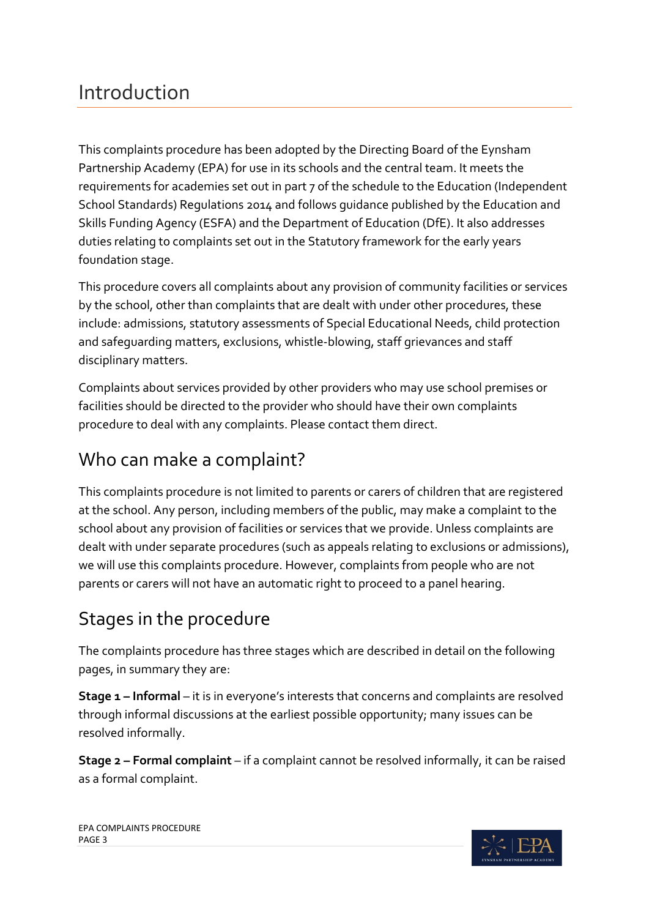# Introduction

This complaints procedure has been adopted by the Directing Board of the Eynsham Partnership Academy (EPA) for use in its schools and the central team. It meets the requirements for academies set out in part 7 of the schedule to the Education (Independent School Standards) Regulations 2014 and follows guidance published by the Education and Skills Funding Agency (ESFA) and the Department of Education (DfE). It also addresses duties relating to complaints set out in the Statutory framework for the early years foundation stage.

This procedure covers all complaints about any provision of community facilities or services by the school, other than complaints that are dealt with under other procedures, these include: admissions, statutory assessments of Special Educational Needs, child protection and safeguarding matters, exclusions, whistle-blowing, staff grievances and staff disciplinary matters.

Complaints about services provided by other providers who may use school premises or facilities should be directed to the provider who should have their own complaints procedure to deal with any complaints. Please contact them direct.

## Who can make a complaint?

This complaints procedure is not limited to parents or carers of children that are registered at the school. Any person, including members of the public, may make a complaint to the school about any provision of facilities or services that we provide. Unless complaints are dealt with under separate procedures (such as appeals relating to exclusions or admissions), we will use this complaints procedure. However, complaints from people who are not parents or carers will not have an automatic right to proceed to a panel hearing.

## Stages in the procedure

The complaints procedure has three stages which are described in detail on the following pages, in summary they are:

**Stage 1 – Informal** – it is in everyone's interests that concerns and complaints are resolved through informal discussions at the earliest possible opportunity; many issues can be resolved informally.

**Stage 2 – Formal complaint** – if a complaint cannot be resolved informally, it can be raised as a formal complaint.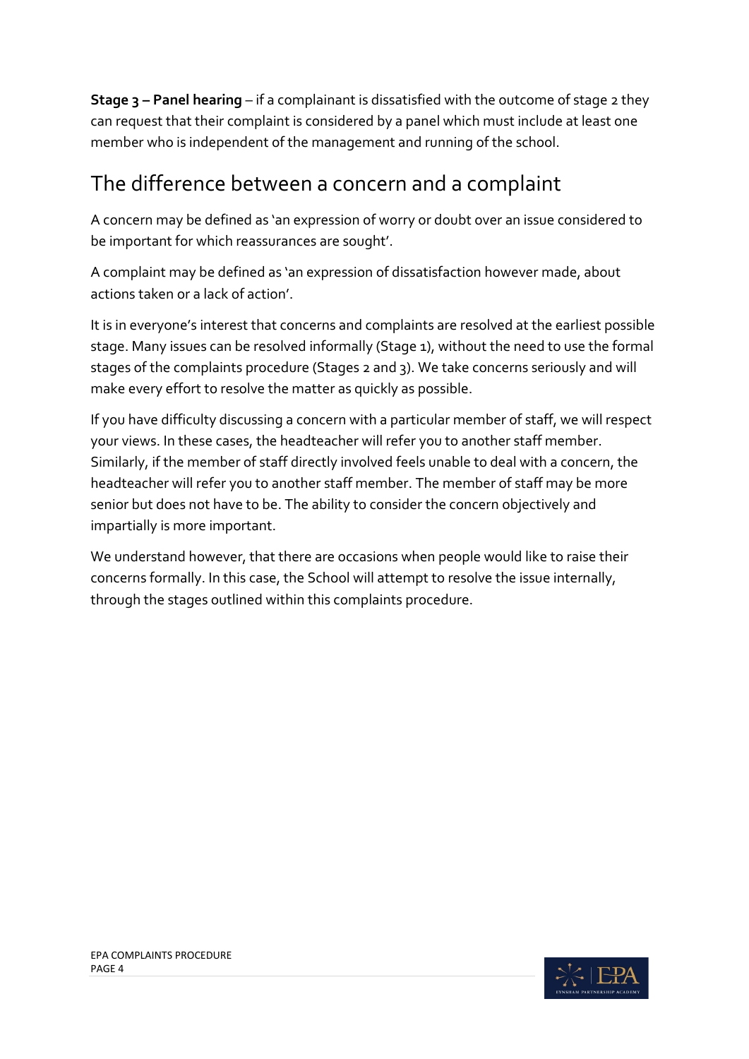**Stage 3 – Panel hearing** – if a complainant is dissatisfied with the outcome of stage 2 they can request that their complaint is considered by a panel which must include at least one member who is independent of the management and running of the school.

## The difference between a concern and a complaint

A concern may be defined as 'an expression of worry or doubt over an issue considered to be important for which reassurances are sought'.

A complaint may be defined as 'an expression of dissatisfaction however made, about actions taken or a lack of action'.

It is in everyone's interest that concerns and complaints are resolved at the earliest possible stage. Many issues can be resolved informally (Stage 1), without the need to use the formal stages of the complaints procedure (Stages 2 and 3). We take concerns seriously and will make every effort to resolve the matter as quickly as possible.

If you have difficulty discussing a concern with a particular member of staff, we will respect your views. In these cases, the headteacher will refer you to another staff member. Similarly, if the member of staff directly involved feels unable to deal with a concern, the headteacher will refer you to another staff member. The member of staff may be more senior but does not have to be. The ability to consider the concern objectively and impartially is more important.

We understand however, that there are occasions when people would like to raise their concerns formally. In this case, the School will attempt to resolve the issue internally, through the stages outlined within this complaints procedure.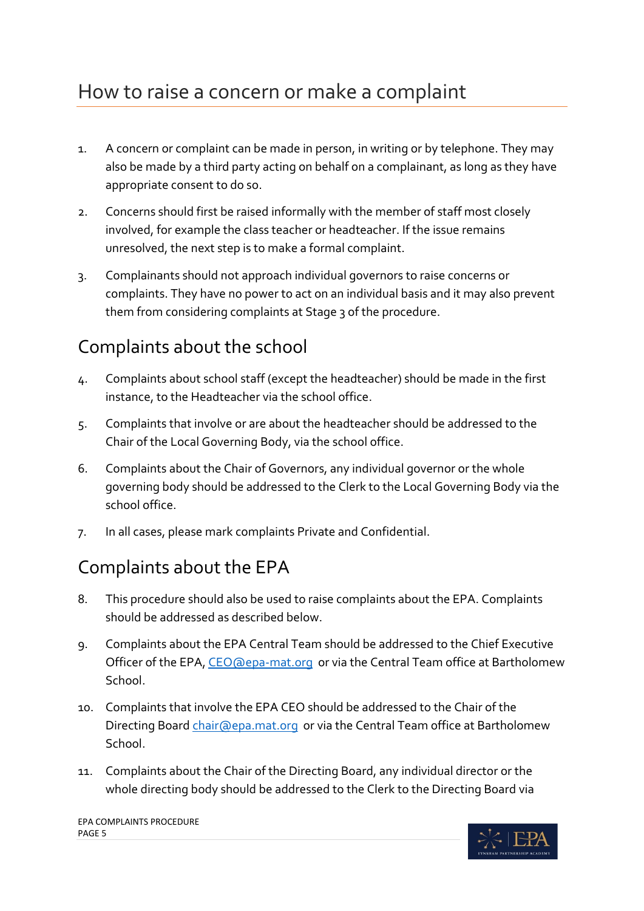# How to raise a concern or make a complaint

1. A concern or complaint can be made in person, in writing or by telephone. They may also be made by a third party acting on behalf on a complainant, as long as they have appropriate consent to do so.

2. Concerns should first be raised informally with the member of staff most closely involved, for example the class teacher or headteacher. If the issue remains unresolved, the next step is to make a formal complaint.

3. Complainants should not approach individual governors to raise concerns or complaints. They have no power to act on an individual basis and it may also prevent them from considering complaints at Stage 3 of the procedure.

## Complaints about the school

4. Complaints about school staff (except the headteacher) should be made in the first instance, to the Headteacher via the school office.

5. Complaints that involve or are about the headteacher should be addressed to the Chair of the Local Governing Body, via the school office.

6. Complaints about the Chair of Governors, any individual governor or the whole governing body should be addressed to the Clerk to the Local Governing Body via the school office.

7. In all cases, please mark complaints Private and Confidential.

## Complaints about the EPA

8. This procedure should also be used to raise complaints about the EPA. Complaints should be addressed as described below.

9. Complaints about the EPA Central Team should be addressed to the Chief Executive Officer of the EPA, CEO@epa-mat.org or via the Central Team office at Bartholomew School.

10. Complaints that involve the EPA CEO should be addressed to the Chair of the Directing Board chair@epa.mat.org or via the Central Team office at Bartholomew School.

11. Complaints about the Chair of the Directing Board, any individual director or the whole directing body should be addressed to the Clerk to the Directing Board via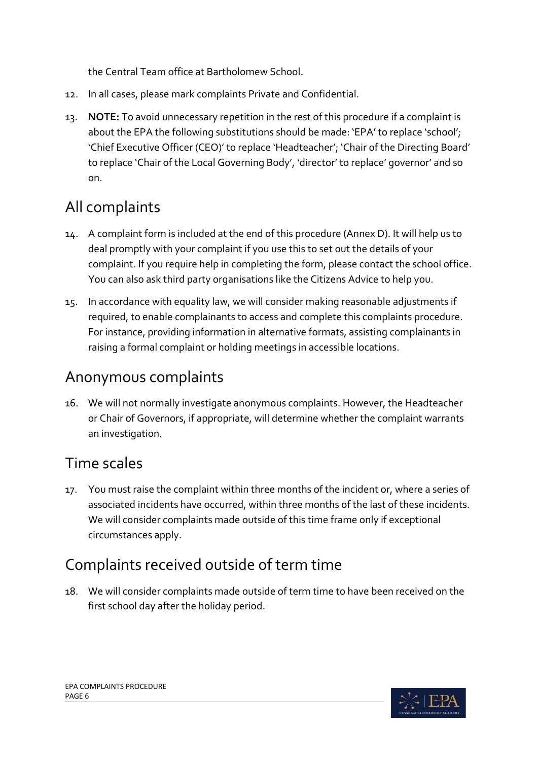the Central Team office at Bartholomew School.

12. In all cases, please mark complaints Private and Confidential.

13. **NOTE:** To avoid unnecessary repetition in the rest of this procedure if a complaint is about the EPA the following substitutions should be made: 'EPA' to replace 'school'; 'Chief Executive Officer (CEO)' to replace 'Headteacher'; 'Chair of the Directing Board' to replace 'Chair of the Local Governing Body', 'director' to replace' governor' and so on.

## All complaints

14. A complaint form is included at the end of this procedure (Annex D). It will help us to deal promptly with your complaint if you use this to set out the details of your complaint. If you require help in completing the form, please contact the school office. You can also ask third party organisations like the Citizens Advice to help you.

15. In accordance with equality law, we will consider making reasonable adjustments if required, to enable complainants to access and complete this complaints procedure. For instance, providing information in alternative formats, assisting complainants in raising a formal complaint or holding meetings in accessible locations.

## Anonymous complaints

16. We will not normally investigate anonymous complaints. However, the Headteacher or Chair of Governors, if appropriate, will determine whether the complaint warrants an investigation.

## Time scales

17. You must raise the complaint within three months of the incident or, where a series of associated incidents have occurred, within three months of the last of these incidents. We will consider complaints made outside of this time frame only if exceptional circumstances apply.

## Complaints received outside of term time

18. We will consider complaints made outside of term time to have been received on the first school day after the holiday period.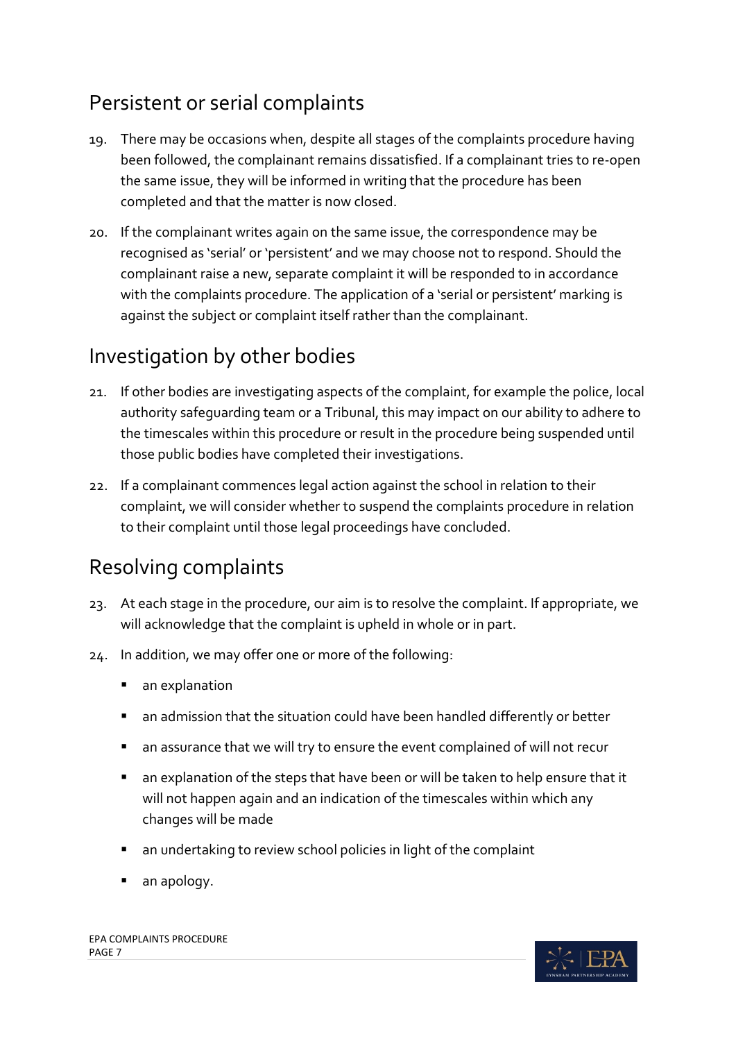## Persistent or serial complaints

19. There may be occasions when, despite all stages of the complaints procedure having been followed, the complainant remains dissatisfied. If a complainant tries to re-open the same issue, they will be informed in writing that the procedure has been completed and that the matter is now closed.

20. If the complainant writes again on the same issue, the correspondence may be recognised as 'serial' or 'persistent' and we may choose not to respond. Should the complainant raise a new, separate complaint it will be responded to in accordance with the complaints procedure. The application of a 'serial or persistent' marking is against the subject or complaint itself rather than the complainant.

## Investigation by other bodies

21. If other bodies are investigating aspects of the complaint, for example the police, local authority safeguarding team or a Tribunal, this may impact on our ability to adhere to the timescales within this procedure or result in the procedure being suspended until those public bodies have completed their investigations.

22. If a complainant commences legal action against the school in relation to their complaint, we will consider whether to suspend the complaints procedure in relation to their complaint until those legal proceedings have concluded.

## Resolving complaints

23. At each stage in the procedure, our aim is to resolve the complaint. If appropriate, we will acknowledge that the complaint is upheld in whole or in part.

24. In addition, we may offer one or more of the following:

    - an explanation
    - an admission that the situation could have been handled differently or better
    - an assurance that we will try to ensure the event complained of will not recur
    - an explanation of the steps that have been or will be taken to help ensure that it will not happen again and an indication of the timescales within which any changes will be made
    - an undertaking to review school policies in light of the complaint
    - an apology.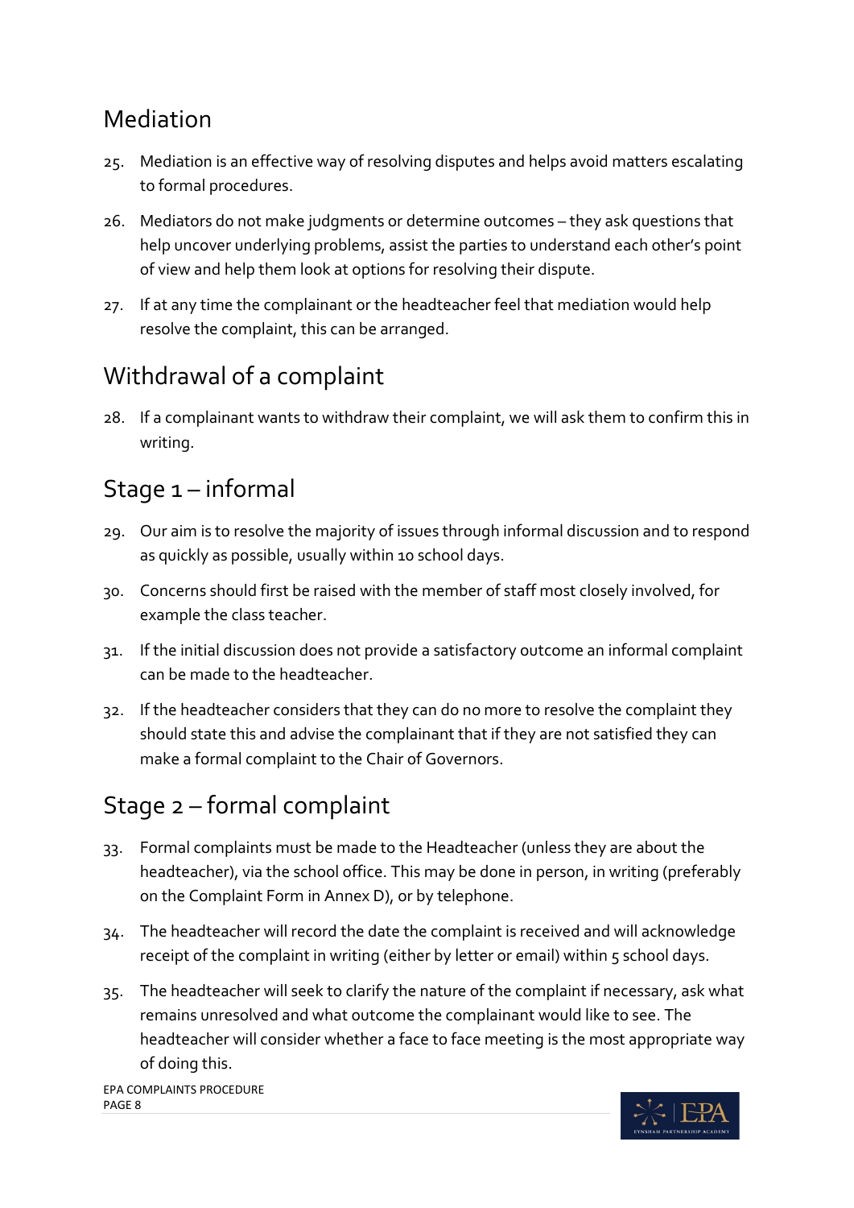## Mediation

25. Mediation is an effective way of resolving disputes and helps avoid matters escalating to formal procedures.

26. Mediators do not make judgments or determine outcomes – they ask questions that help uncover underlying problems, assist the parties to understand each other's point of view and help them look at options for resolving their dispute.

27. If at any time the complainant or the headteacher feel that mediation would help resolve the complaint, this can be arranged.

## Withdrawal of a complaint

28. If a complainant wants to withdraw their complaint, we will ask them to confirm this in writing.

## Stage 1 – informal

29. Our aim is to resolve the majority of issues through informal discussion and to respond as quickly as possible, usually within 10 school days.

30. Concerns should first be raised with the member of staff most closely involved, for example the class teacher.

31. If the initial discussion does not provide a satisfactory outcome an informal complaint can be made to the headteacher.

32. If the headteacher considers that they can do no more to resolve the complaint they should state this and advise the complainant that if they are not satisfied they can make a formal complaint to the Chair of Governors.

## Stage 2 – formal complaint

33. Formal complaints must be made to the Headteacher (unless they are about the headteacher), via the school office. This may be done in person, in writing (preferably on the Complaint Form in Annex D), or by telephone.

34. The headteacher will record the date the complaint is received and will acknowledge receipt of the complaint in writing (either by letter or email) within 5 school days.

35. The headteacher will seek to clarify the nature of the complaint if necessary, ask what remains unresolved and what outcome the complainant would like to see. The headteacher will consider whether a face to face meeting is the most appropriate way of doing this.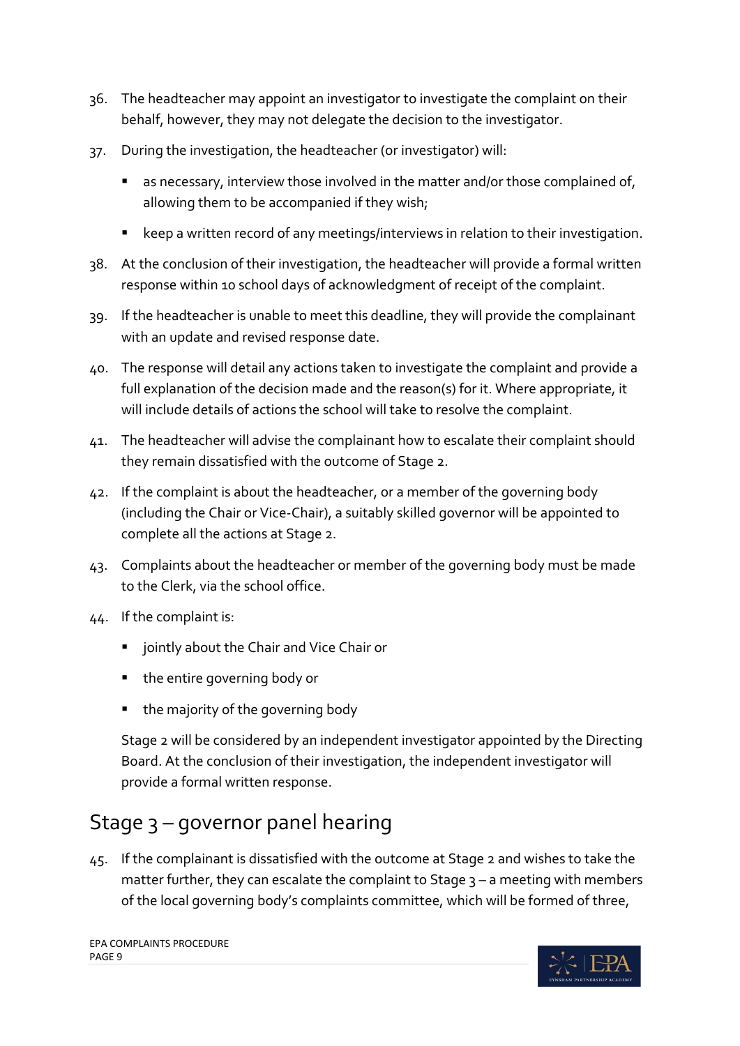36. The headteacher may appoint an investigator to investigate the complaint on their behalf, however, they may not delegate the decision to the investigator.

37. During the investigation, the headteacher (or investigator) will:
    - as necessary, interview those involved in the matter and/or those complained of, allowing them to be accompanied if they wish;
    - keep a written record of any meetings/interviews in relation to their investigation.

38. At the conclusion of their investigation, the headteacher will provide a formal written response within 10 school days of acknowledgment of receipt of the complaint.

39. If the headteacher is unable to meet this deadline, they will provide the complainant with an update and revised response date.

40. The response will detail any actions taken to investigate the complaint and provide a full explanation of the decision made and the reason(s) for it. Where appropriate, it will include details of actions the school will take to resolve the complaint.

41. The headteacher will advise the complainant how to escalate their complaint should they remain dissatisfied with the outcome of Stage 2.

42. If the complaint is about the headteacher, or a member of the governing body (including the Chair or Vice-Chair), a suitably skilled governor will be appointed to complete all the actions at Stage 2.

43. Complaints about the headteacher or member of the governing body must be made to the Clerk, via the school office.

44. If the complaint is:
    - jointly about the Chair and Vice Chair or
    - the entire governing body or
    - the majority of the governing body

    Stage 2 will be considered by an independent investigator appointed by the Directing Board. At the conclusion of their investigation, the independent investigator will provide a formal written response.

## Stage 3 – governor panel hearing

45. If the complainant is dissatisfied with the outcome at Stage 2 and wishes to take the matter further, they can escalate the complaint to Stage 3 – a meeting with members of the local governing body's complaints committee, which will be formed of three,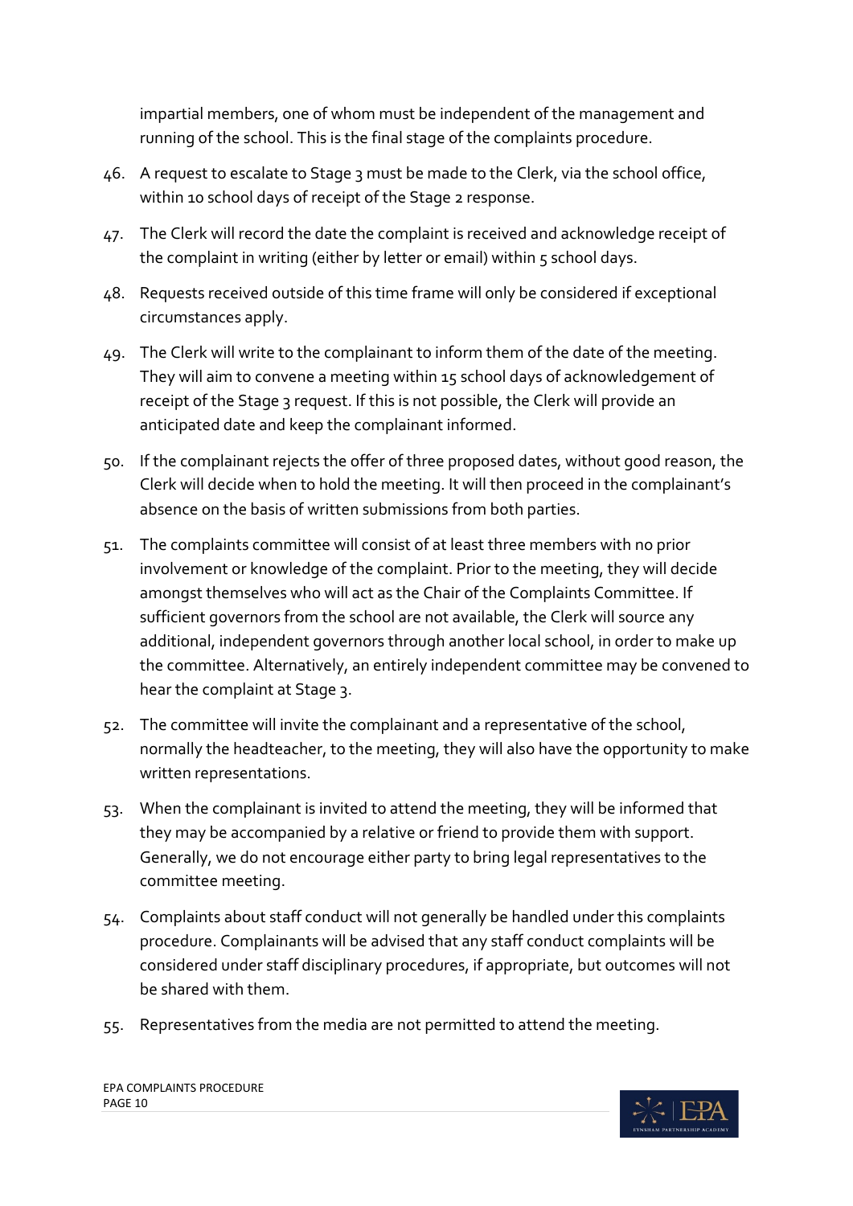impartial members, one of whom must be independent of the management and running of the school. This is the final stage of the complaints procedure.

46. A request to escalate to Stage 3 must be made to the Clerk, via the school office, within 10 school days of receipt of the Stage 2 response.
47. The Clerk will record the date the complaint is received and acknowledge receipt of the complaint in writing (either by letter or email) within 5 school days.
48. Requests received outside of this time frame will only be considered if exceptional circumstances apply.
49. The Clerk will write to the complainant to inform them of the date of the meeting. They will aim to convene a meeting within 15 school days of acknowledgement of receipt of the Stage 3 request. If this is not possible, the Clerk will provide an anticipated date and keep the complainant informed.
50. If the complainant rejects the offer of three proposed dates, without good reason, the Clerk will decide when to hold the meeting. It will then proceed in the complainant's absence on the basis of written submissions from both parties.
51. The complaints committee will consist of at least three members with no prior involvement or knowledge of the complaint. Prior to the meeting, they will decide amongst themselves who will act as the Chair of the Complaints Committee. If sufficient governors from the school are not available, the Clerk will source any additional, independent governors through another local school, in order to make up the committee. Alternatively, an entirely independent committee may be convened to hear the complaint at Stage 3.
52. The committee will invite the complainant and a representative of the school, normally the headteacher, to the meeting, they will also have the opportunity to make written representations.
53. When the complainant is invited to attend the meeting, they will be informed that they may be accompanied by a relative or friend to provide them with support. Generally, we do not encourage either party to bring legal representatives to the committee meeting.
54. Complaints about staff conduct will not generally be handled under this complaints procedure. Complainants will be advised that any staff conduct complaints will be considered under staff disciplinary procedures, if appropriate, but outcomes will not be shared with them.
55. Representatives from the media are not permitted to attend the meeting.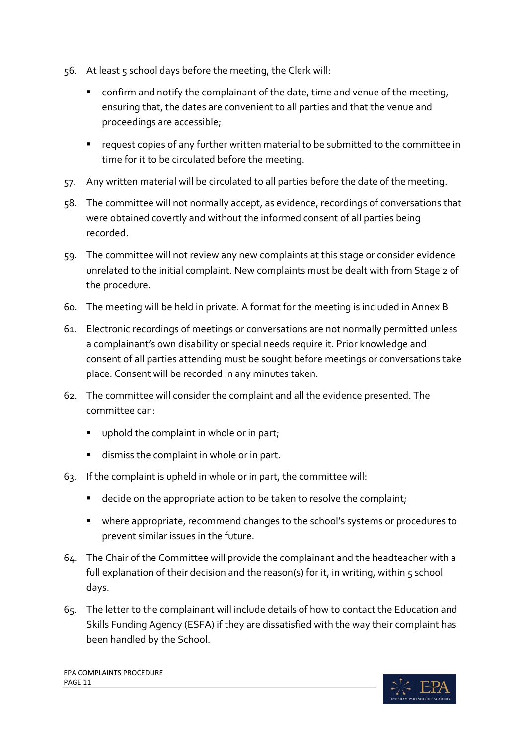56. At least 5 school days before the meeting, the Clerk will:

    - confirm and notify the complainant of the date, time and venue of the meeting, ensuring that, the dates are convenient to all parties and that the venue and proceedings are accessible;

    - request copies of any further written material to be submitted to the committee in time for it to be circulated before the meeting.

57. Any written material will be circulated to all parties before the date of the meeting.

58. The committee will not normally accept, as evidence, recordings of conversations that were obtained covertly and without the informed consent of all parties being recorded.

59. The committee will not review any new complaints at this stage or consider evidence unrelated to the initial complaint. New complaints must be dealt with from Stage 2 of the procedure.

60. The meeting will be held in private. A format for the meeting is included in Annex B

61. Electronic recordings of meetings or conversations are not normally permitted unless a complainant's own disability or special needs require it. Prior knowledge and consent of all parties attending must be sought before meetings or conversations take place. Consent will be recorded in any minutes taken.

62. The committee will consider the complaint and all the evidence presented. The committee can:

    - uphold the complaint in whole or in part;

    - dismiss the complaint in whole or in part.

63. If the complaint is upheld in whole or in part, the committee will:

    - decide on the appropriate action to be taken to resolve the complaint;

    - where appropriate, recommend changes to the school's systems or procedures to prevent similar issues in the future.

64. The Chair of the Committee will provide the complainant and the headteacher with a full explanation of their decision and the reason(s) for it, in writing, within 5 school days.

65. The letter to the complainant will include details of how to contact the Education and Skills Funding Agency (ESFA) if they are dissatisfied with the way their complaint has been handled by the School.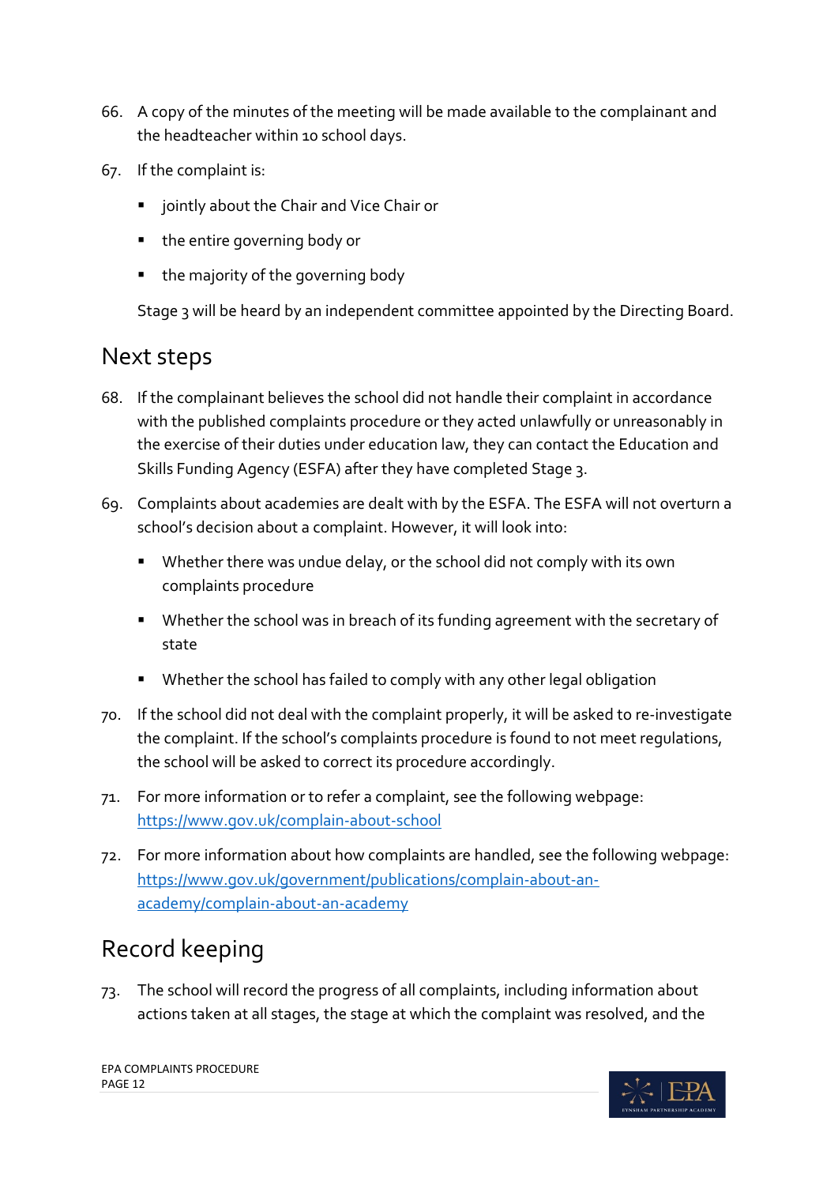66. A copy of the minutes of the meeting will be made available to the complainant and the headteacher within 10 school days.

67. If the complaint is:

    - jointly about the Chair and Vice Chair or
    - the entire governing body or
    - the majority of the governing body

    Stage 3 will be heard by an independent committee appointed by the Directing Board.

## Next steps

68. If the complainant believes the school did not handle their complaint in accordance with the published complaints procedure or they acted unlawfully or unreasonably in the exercise of their duties under education law, they can contact the Education and Skills Funding Agency (ESFA) after they have completed Stage 3.

69. Complaints about academies are dealt with by the ESFA. The ESFA will not overturn a school's decision about a complaint. However, it will look into:

    - Whether there was undue delay, or the school did not comply with its own complaints procedure
    - Whether the school was in breach of its funding agreement with the secretary of state
    - Whether the school has failed to comply with any other legal obligation

70. If the school did not deal with the complaint properly, it will be asked to re-investigate the complaint. If the school's complaints procedure is found to not meet regulations, the school will be asked to correct its procedure accordingly.

71. For more information or to refer a complaint, see the following webpage: [https://www.gov.uk/complain-about-school](https://www.gov.uk/complain-about-school)

72. For more information about how complaints are handled, see the following webpage: [https://www.gov.uk/government/publications/complain-about-an-academy/complain-about-an-academy](https://www.gov.uk/government/publications/complain-about-an-academy/complain-about-an-academy)

## Record keeping

73. The school will record the progress of all complaints, including information about actions taken at all stages, the stage at which the complaint was resolved, and the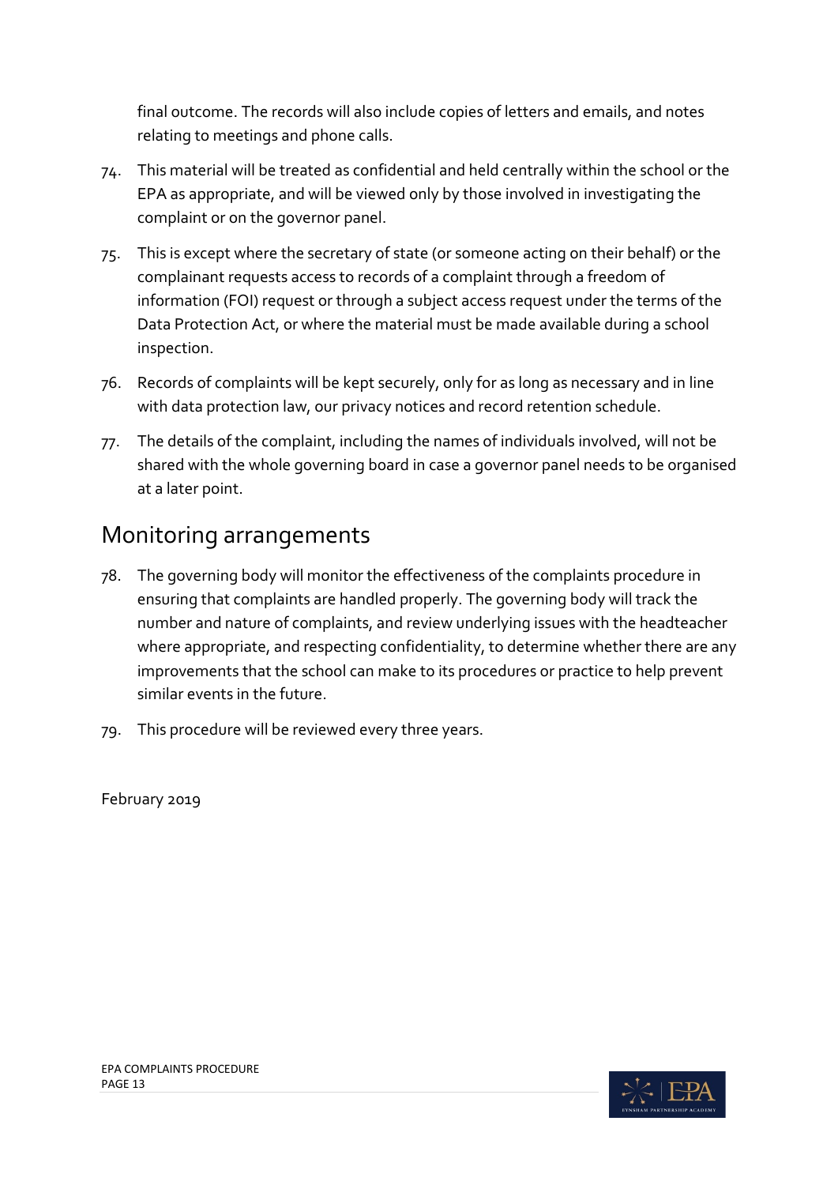final outcome. The records will also include copies of letters and emails, and notes relating to meetings and phone calls.

74. This material will be treated as confidential and held centrally within the school or the EPA as appropriate, and will be viewed only by those involved in investigating the complaint or on the governor panel.

75. This is except where the secretary of state (or someone acting on their behalf) or the complainant requests access to records of a complaint through a freedom of information (FOI) request or through a subject access request under the terms of the Data Protection Act, or where the material must be made available during a school inspection.

76. Records of complaints will be kept securely, only for as long as necessary and in line with data protection law, our privacy notices and record retention schedule.

77. The details of the complaint, including the names of individuals involved, will not be shared with the whole governing board in case a governor panel needs to be organised at a later point.

## Monitoring arrangements

78. The governing body will monitor the effectiveness of the complaints procedure in ensuring that complaints are handled properly. The governing body will track the number and nature of complaints, and review underlying issues with the headteacher where appropriate, and respecting confidentiality, to determine whether there are any improvements that the school can make to its procedures or practice to help prevent similar events in the future.

79. This procedure will be reviewed every three years.

February 2019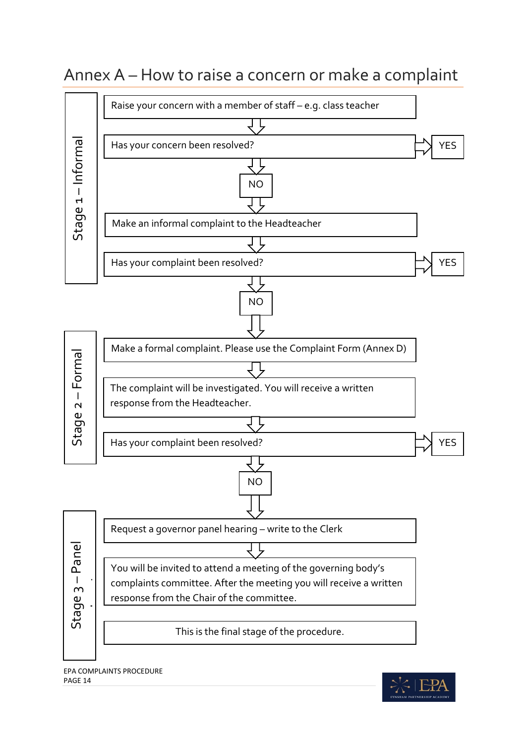# Annex A – How to raise a concern or make a complaint

## Stage 1 – Informal

Raise your concern with a member of staff – e.g. class teacher

Has your concern been resolved? → YES

NO

Make an informal complaint to the Headteacher

Has your complaint been resolved? → YES

NO

## Stage 2 – Formal

Make a formal complaint. Please use the Complaint Form (Annex D)

The complaint will be investigated. You will receive a written response from the Headteacher.

Has your complaint been resolved? → YES

NO

## Stage 3 – Panel

Request a governor panel hearing – write to the Clerk

You will be invited to attend a meeting of the governing body's complaints committee. After the meeting you will receive a written response from the Chair of the committee.

This is the final stage of the procedure.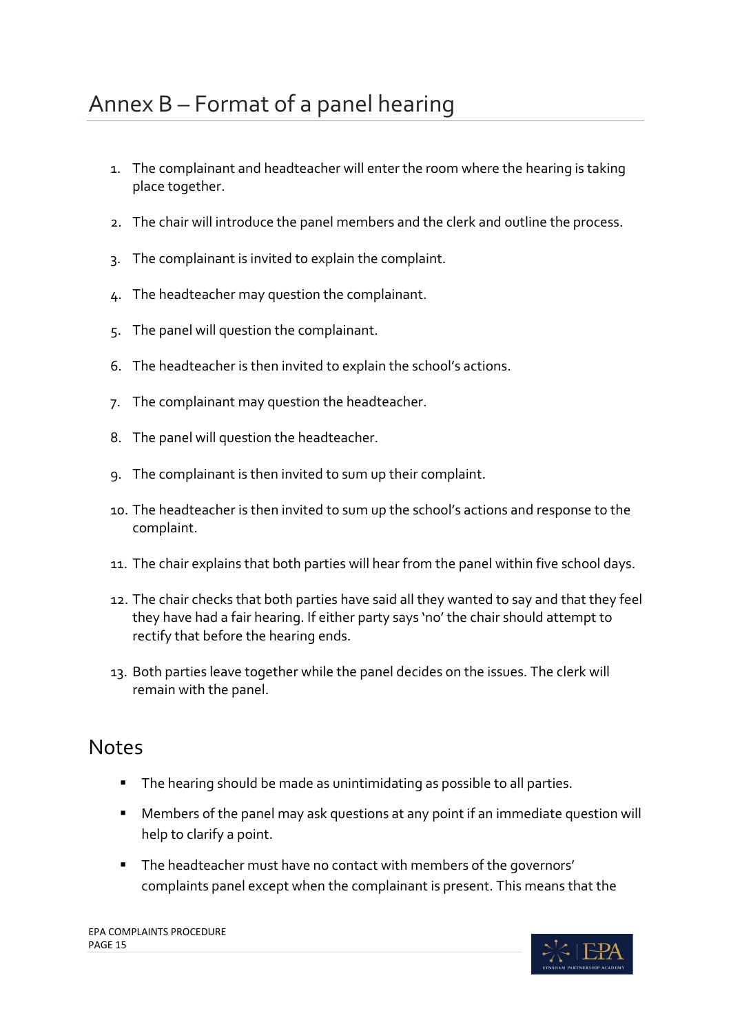# Annex B – Format of a panel hearing

1. The complainant and headteacher will enter the room where the hearing is taking place together.
2. The chair will introduce the panel members and the clerk and outline the process.
3. The complainant is invited to explain the complaint.
4. The headteacher may question the complainant.
5. The panel will question the complainant.
6. The headteacher is then invited to explain the school's actions.
7. The complainant may question the headteacher.
8. The panel will question the headteacher.
9. The complainant is then invited to sum up their complaint.
10. The headteacher is then invited to sum up the school's actions and response to the complaint.
11. The chair explains that both parties will hear from the panel within five school days.
12. The chair checks that both parties have said all they wanted to say and that they feel they have had a fair hearing. If either party says 'no' the chair should attempt to rectify that before the hearing ends.
13. Both parties leave together while the panel decides on the issues. The clerk will remain with the panel.

## Notes

- The hearing should be made as unintimidating as possible to all parties.
- Members of the panel may ask questions at any point if an immediate question will help to clarify a point.
- The headteacher must have no contact with members of the governors' complaints panel except when the complainant is present. This means that the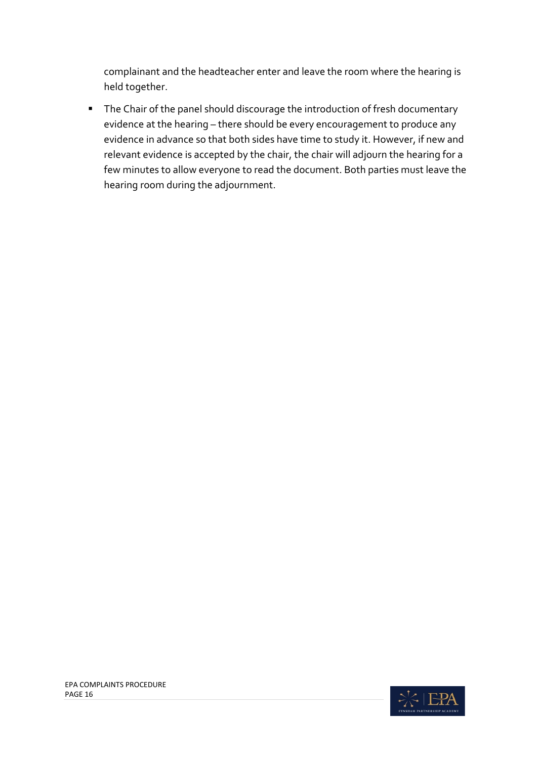complainant and the headteacher enter and leave the room where the hearing is held together.

- The Chair of the panel should discourage the introduction of fresh documentary evidence at the hearing – there should be every encouragement to produce any evidence in advance so that both sides have time to study it. However, if new and relevant evidence is accepted by the chair, the chair will adjourn the hearing for a few minutes to allow everyone to read the document. Both parties must leave the hearing room during the adjournment.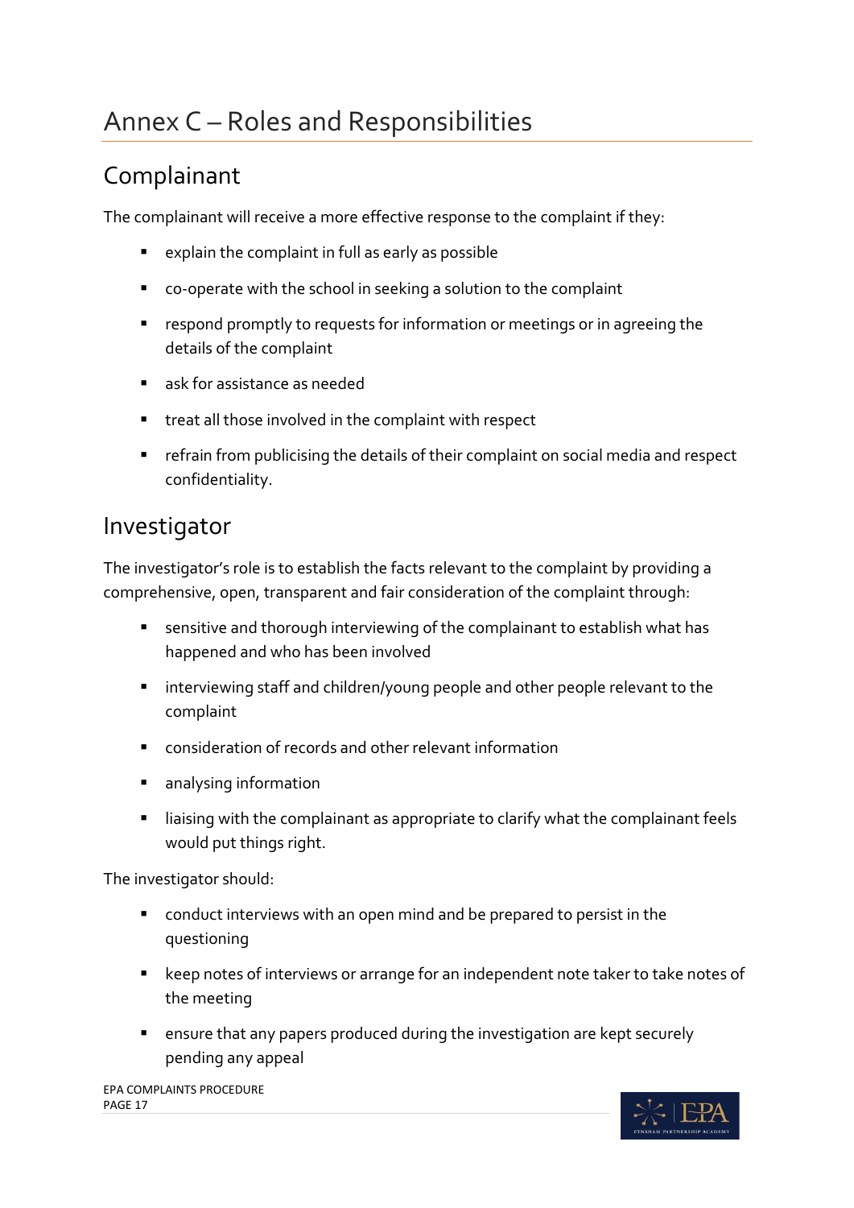# Annex C – Roles and Responsibilities

## Complainant

The complainant will receive a more effective response to the complaint if they:

- explain the complaint in full as early as possible
- co-operate with the school in seeking a solution to the complaint
- respond promptly to requests for information or meetings or in agreeing the details of the complaint
- ask for assistance as needed
- treat all those involved in the complaint with respect
- refrain from publicising the details of their complaint on social media and respect confidentiality.

## Investigator

The investigator's role is to establish the facts relevant to the complaint by providing a comprehensive, open, transparent and fair consideration of the complaint through:

- sensitive and thorough interviewing of the complainant to establish what has happened and who has been involved
- interviewing staff and children/young people and other people relevant to the complaint
- consideration of records and other relevant information
- analysing information
- liaising with the complainant as appropriate to clarify what the complainant feels would put things right.

The investigator should:

- conduct interviews with an open mind and be prepared to persist in the questioning
- keep notes of interviews or arrange for an independent note taker to take notes of the meeting
- ensure that any papers produced during the investigation are kept securely pending any appeal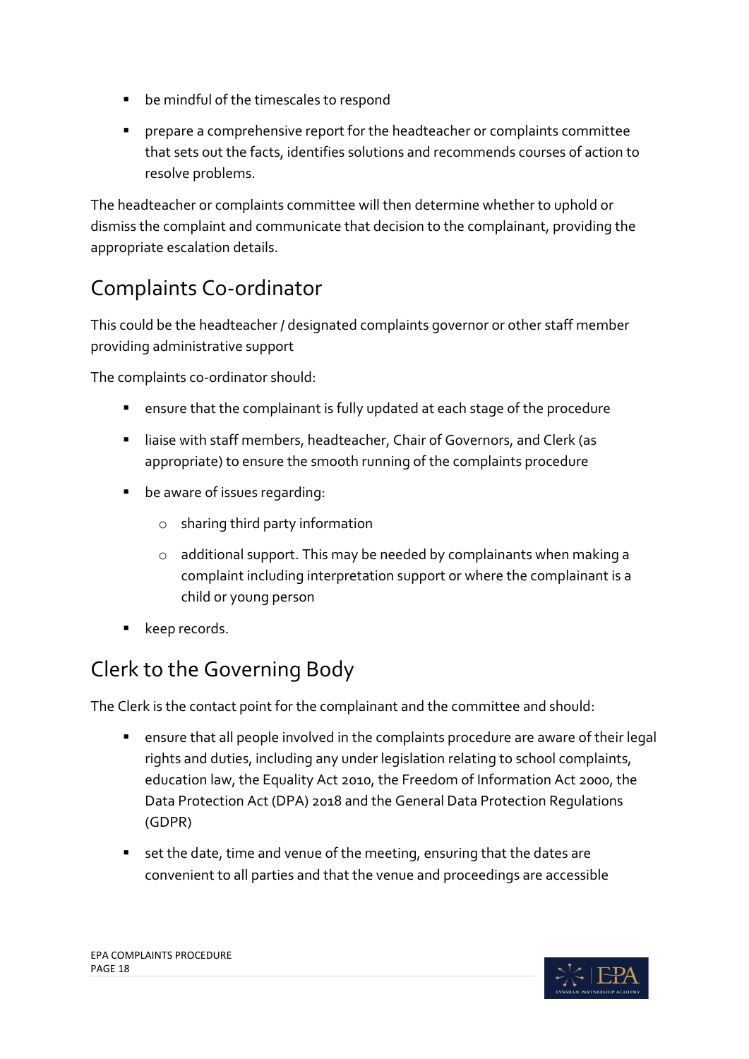- be mindful of the timescales to respond
- prepare a comprehensive report for the headteacher or complaints committee that sets out the facts, identifies solutions and recommends courses of action to resolve problems.

The headteacher or complaints committee will then determine whether to uphold or dismiss the complaint and communicate that decision to the complainant, providing the appropriate escalation details.

## Complaints Co-ordinator

This could be the headteacher / designated complaints governor or other staff member providing administrative support

The complaints co-ordinator should:

- ensure that the complainant is fully updated at each stage of the procedure
- liaise with staff members, headteacher, Chair of Governors, and Clerk (as appropriate) to ensure the smooth running of the complaints procedure
- be aware of issues regarding:
  - sharing third party information
  - additional support. This may be needed by complainants when making a complaint including interpretation support or where the complainant is a child or young person
- keep records.

## Clerk to the Governing Body

The Clerk is the contact point for the complainant and the committee and should:

- ensure that all people involved in the complaints procedure are aware of their legal rights and duties, including any under legislation relating to school complaints, education law, the Equality Act 2010, the Freedom of Information Act 2000, the Data Protection Act (DPA) 2018 and the General Data Protection Regulations (GDPR)
- set the date, time and venue of the meeting, ensuring that the dates are convenient to all parties and that the venue and proceedings are accessible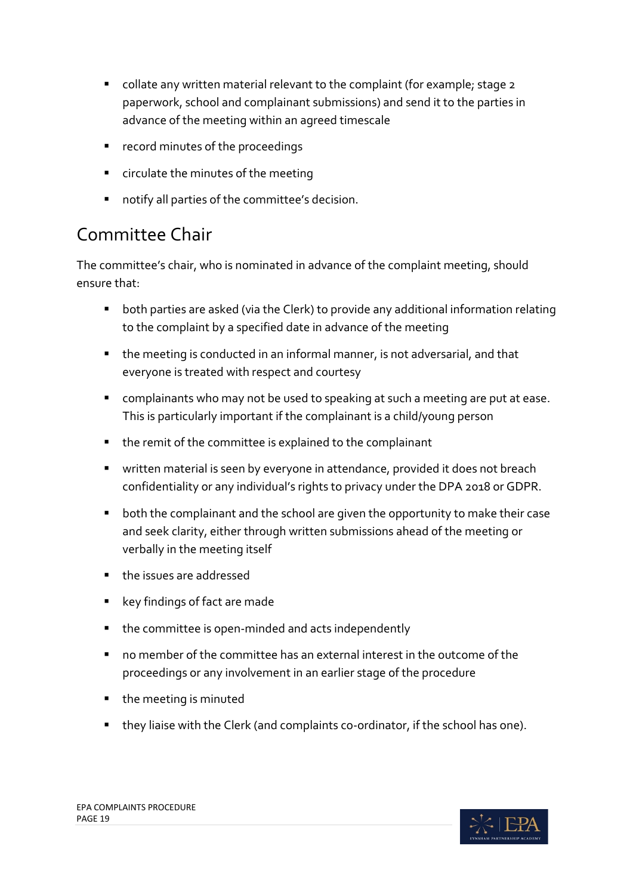- collate any written material relevant to the complaint (for example; stage 2 paperwork, school and complainant submissions) and send it to the parties in advance of the meeting within an agreed timescale
- record minutes of the proceedings
- circulate the minutes of the meeting
- notify all parties of the committee's decision.

## Committee Chair

The committee's chair, who is nominated in advance of the complaint meeting, should ensure that:

- both parties are asked (via the Clerk) to provide any additional information relating to the complaint by a specified date in advance of the meeting
- the meeting is conducted in an informal manner, is not adversarial, and that everyone is treated with respect and courtesy
- complainants who may not be used to speaking at such a meeting are put at ease. This is particularly important if the complainant is a child/young person
- the remit of the committee is explained to the complainant
- written material is seen by everyone in attendance, provided it does not breach confidentiality or any individual's rights to privacy under the DPA 2018 or GDPR.
- both the complainant and the school are given the opportunity to make their case and seek clarity, either through written submissions ahead of the meeting or verbally in the meeting itself
- the issues are addressed
- key findings of fact are made
- the committee is open-minded and acts independently
- no member of the committee has an external interest in the outcome of the proceedings or any involvement in an earlier stage of the procedure
- the meeting is minuted
- they liaise with the Clerk (and complaints co-ordinator, if the school has one).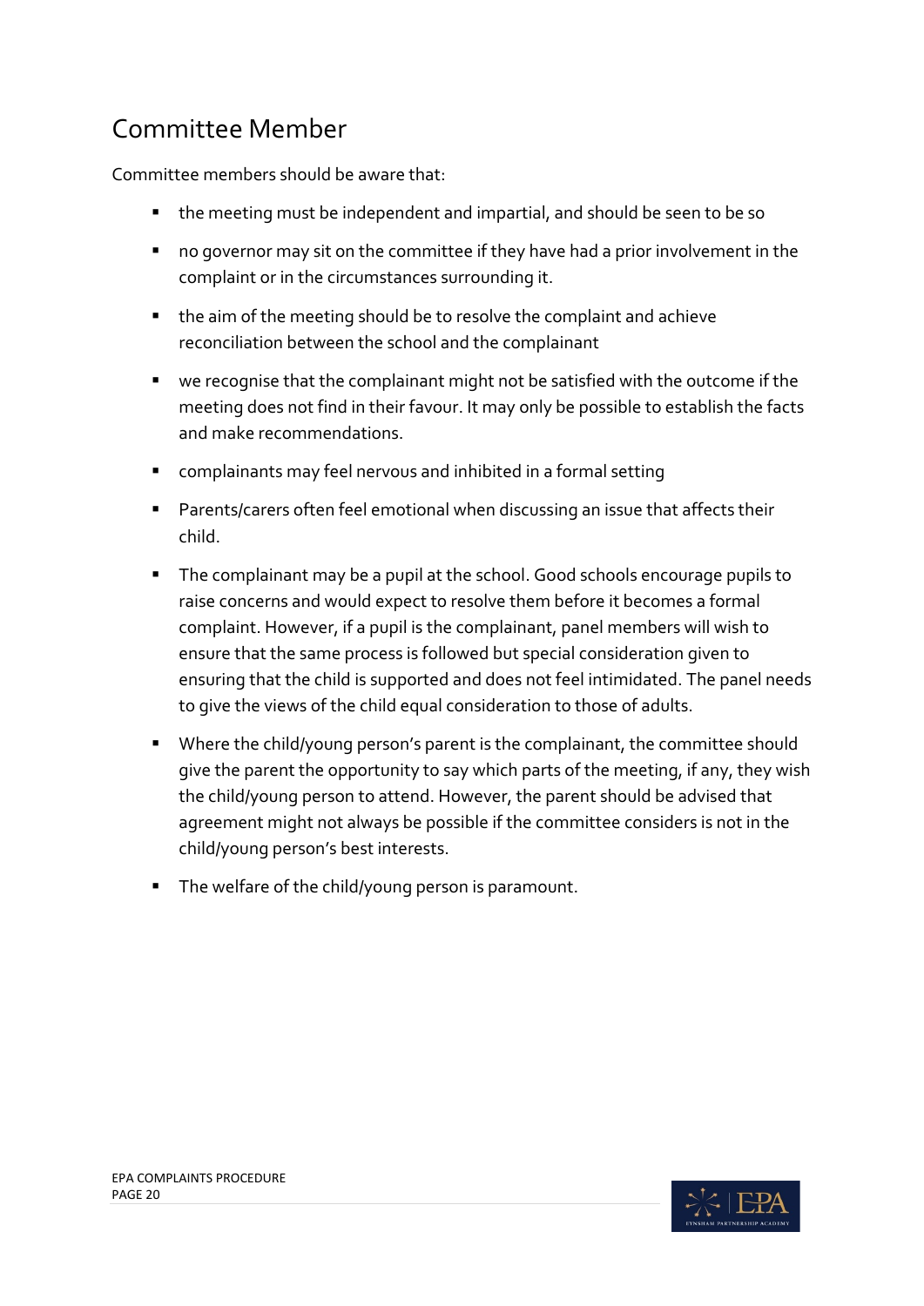## Committee Member

Committee members should be aware that:

- the meeting must be independent and impartial, and should be seen to be so
- no governor may sit on the committee if they have had a prior involvement in the complaint or in the circumstances surrounding it.
- the aim of the meeting should be to resolve the complaint and achieve reconciliation between the school and the complainant
- we recognise that the complainant might not be satisfied with the outcome if the meeting does not find in their favour. It may only be possible to establish the facts and make recommendations.
- complainants may feel nervous and inhibited in a formal setting
- Parents/carers often feel emotional when discussing an issue that affects their child.
- The complainant may be a pupil at the school. Good schools encourage pupils to raise concerns and would expect to resolve them before it becomes a formal complaint. However, if a pupil is the complainant, panel members will wish to ensure that the same process is followed but special consideration given to ensuring that the child is supported and does not feel intimidated. The panel needs to give the views of the child equal consideration to those of adults.
- Where the child/young person's parent is the complainant, the committee should give the parent the opportunity to say which parts of the meeting, if any, they wish the child/young person to attend. However, the parent should be advised that agreement might not always be possible if the committee considers is not in the child/young person's best interests.
- The welfare of the child/young person is paramount.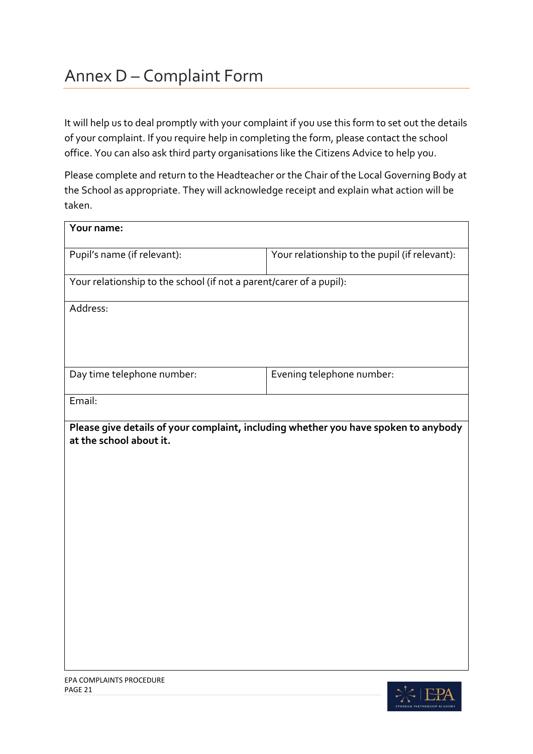# Annex D – Complaint Form

It will help us to deal promptly with your complaint if you use this form to set out the details of your complaint. If you require help in completing the form, please contact the school office. You can also ask third party organisations like the Citizens Advice to help you.

Please complete and return to the Headteacher or the Chair of the Local Governing Body at the School as appropriate. They will acknowledge receipt and explain what action will be taken.

| **Your name:** | |
|---|---|
| Pupil's name (if relevant): | Your relationship to the pupil (if relevant): |
| Your relationship to the school (if not a parent/carer of a pupil): | |
| Address: | |
| Day time telephone number: | Evening telephone number: |
| Email: | |
| **Please give details of your complaint, including whether you have spoken to anybody at the school about it.** | |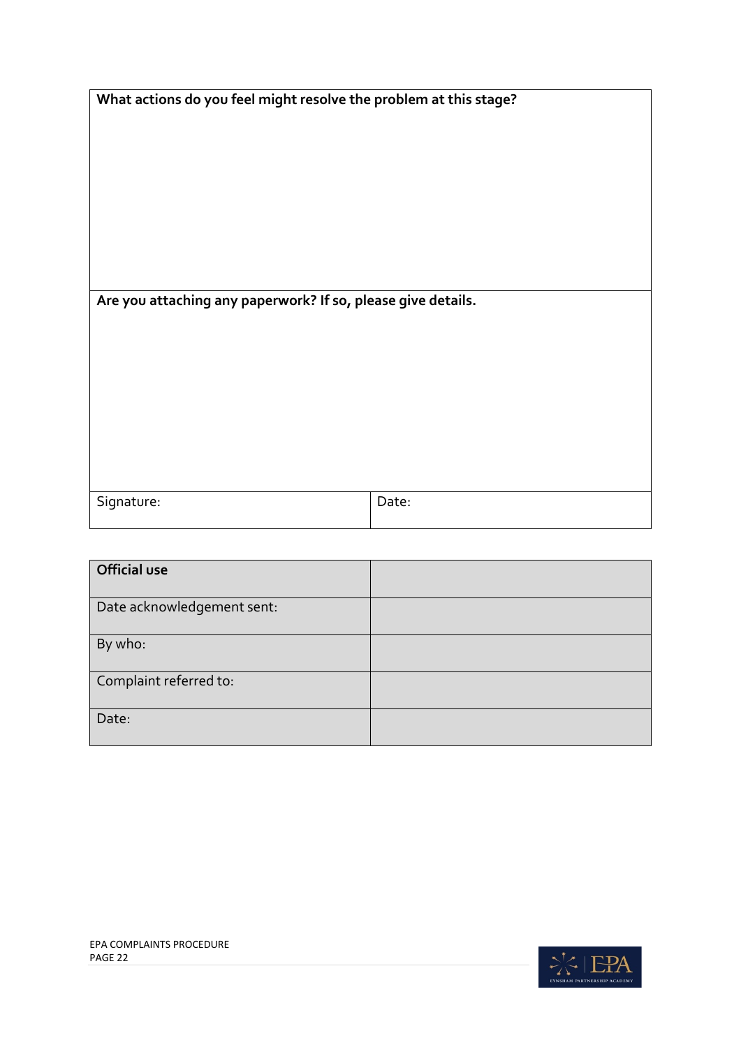**What actions do you feel might resolve the problem at this stage?**

**Are you attaching any paperwork? If so, please give details.**

| | |
|---|---|
| Signature: | Date: |

| **Official use** | |
|---|---|
| Date acknowledgement sent: | |
| By who: | |
| Complaint referred to: | |
| Date: | |